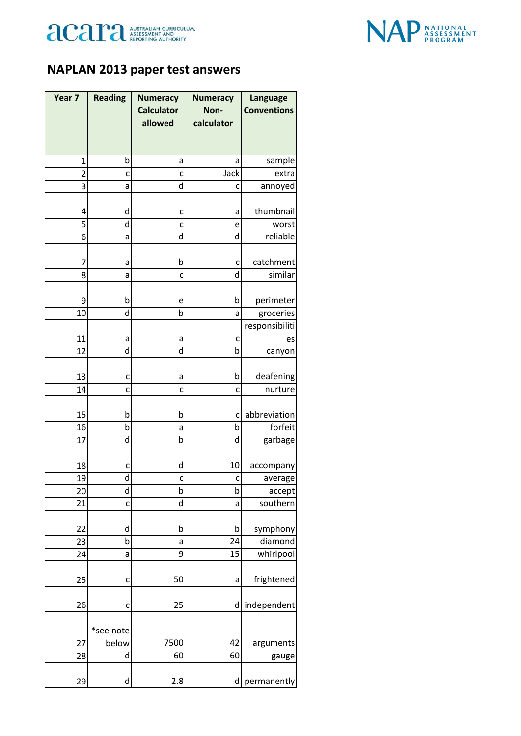# NAPLAN 2013 paper test answers

| Year 7 | Reading | Numeracy Calculator allowed | Numeracy Non-calculator | Language Conventions |
|---|---|---|---|---|
| 1 | b | a | a | sample |
| 2 | c | c | Jack | extra |
| 3 | a | d | c | annoyed |
| 4 | d | c | a | thumbnail |
| 5 | d | c | e | worst |
| 6 | a | d | d | reliable |
| 7 | a | b | c | catchment |
| 8 | a | c | d | similar |
| 9 | b | e | b | perimeter |
| 10 | d | b | a | groceries |
| 11 | a | a | c | responsibilities |
| 12 | d | d | b | canyon |
| 13 | c | a | b | deafening |
| 14 | c | c | c | nurture |
| 15 | b | b | c | abbreviation |
| 16 | b | a | b | forfeit |
| 17 | d | b | d | garbage |
| 18 | c | d | 10 | accompany |
| 19 | d | c | c | average |
| 20 | d | b | b | accept |
| 21 | c | d | a | southern |
| 22 | d | b | b | symphony |
| 23 | b | a | 24 | diamond |
| 24 | a | 9 | 15 | whirlpool |
| 25 | c | 50 | a | frightened |
| 26 | c | 25 | d | independent |
| 27 | *see note below | 7500 | 42 | arguments |
| 28 | d | 60 | 60 | gauge |
| 29 | d | 2.8 | d | permanently |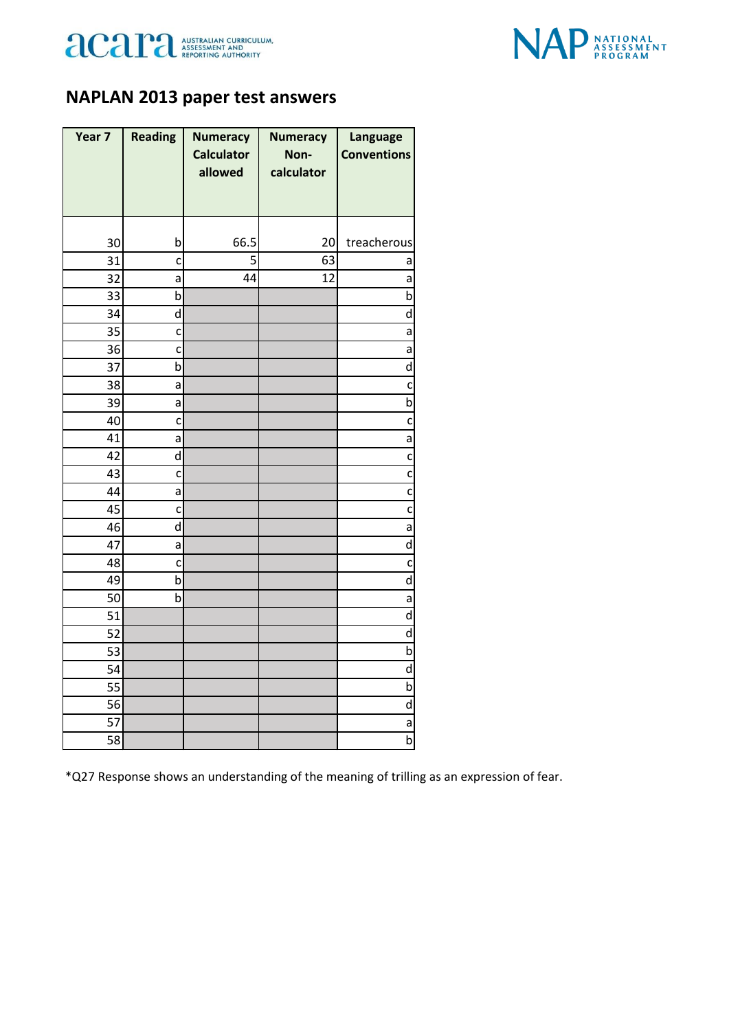## NAPLAN 2013 paper test answers

| Year 7 | Reading | Numeracy Calculator allowed | Numeracy Non-calculator | Language Conventions |
|---|---|---|---|---|
| 30 | b | 66.5 | 20 | treacherous |
| 31 | c | 5 | 63 | a |
| 32 | a | 44 | 12 | a |
| 33 | b | | | b |
| 34 | d | | | d |
| 35 | c | | | a |
| 36 | c | | | a |
| 37 | b | | | d |
| 38 | a | | | c |
| 39 | a | | | b |
| 40 | c | | | c |
| 41 | a | | | a |
| 42 | d | | | c |
| 43 | c | | | c |
| 44 | a | | | c |
| 45 | c | | | c |
| 46 | d | | | a |
| 47 | a | | | d |
| 48 | c | | | c |
| 49 | b | | | d |
| 50 | b | | | a |
| 51 | | | | d |
| 52 | | | | d |
| 53 | | | | b |
| 54 | | | | d |
| 55 | | | | b |
| 56 | | | | d |
| 57 | | | | a |
| 58 | | | | b |

*Q27 Response shows an understanding of the meaning of trilling as an expression of fear.